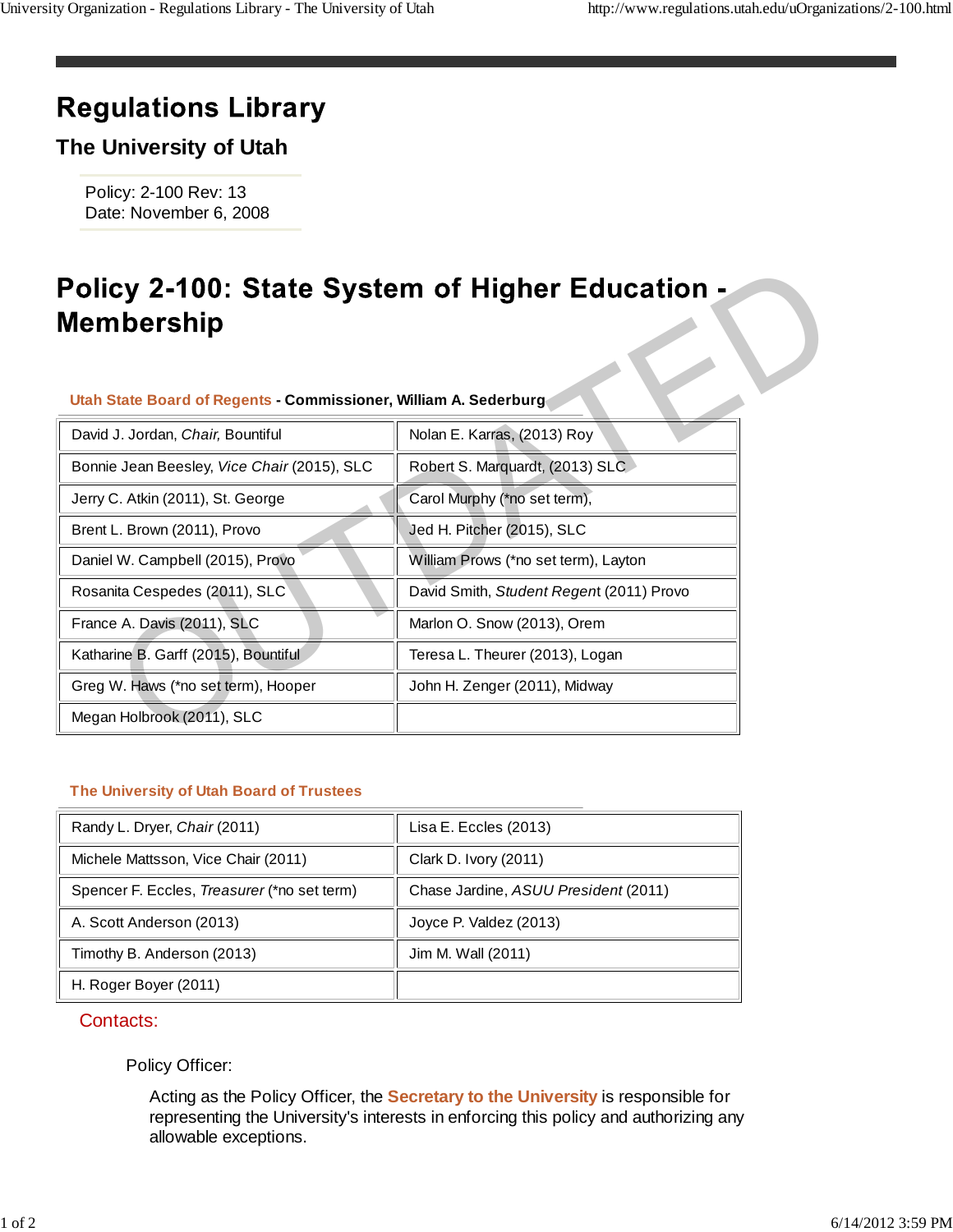# Regulations Library

## The University of Utah

Policy: 2-100 Rev: 13
Date: November 6, 2008

# Policy 2-100: State System of Higher Education - Membership

**Utah State Board of Regents - Commissioner, William A. Sederburg**

| | |
|---|---|
| David J. Jordan, *Chair,* Bountiful | Nolan E. Karras, (2013) Roy |
| Bonnie Jean Beesley, *Vice Chair* (2015), SLC | Robert S. Marquardt, (2013) SLC |
| Jerry C. Atkin (2011), St. George | Carol Murphy (*no set term), |
| Brent L. Brown (2011), Provo | Jed H. Pitcher (2015), SLC |
| Daniel W. Campbell (2015), Provo | William Prows (*no set term), Layton |
| Rosanita Cespedes (2011), SLC | David Smith, *Student Regent* (2011) Provo |
| France A. Davis (2011), SLC | Marlon O. Snow (2013), Orem |
| Katharine B. Garff (2015), Bountiful | Teresa L. Theurer (2013), Logan |
| Greg W. Haws (*no set term), Hooper | John H. Zenger (2011), Midway |
| Megan Holbrook (2011), SLC | |

**The University of Utah Board of Trustees**

| | |
|---|---|
| Randy L. Dryer, *Chair* (2011) | Lisa E. Eccles (2013) |
| Michele Mattsson, Vice Chair (2011) | Clark D. Ivory (2011) |
| Spencer F. Eccles, *Treasurer* (*no set term) | Chase Jardine, *ASUU President* (2011) |
| A. Scott Anderson (2013) | Joyce P. Valdez (2013) |
| Timothy B. Anderson (2013) | Jim M. Wall (2011) |
| H. Roger Boyer (2011) | |

## Contacts:

Policy Officer:

Acting as the Policy Officer, the Secretary to the University is responsible for representing the University's interests in enforcing this policy and authorizing any allowable exceptions.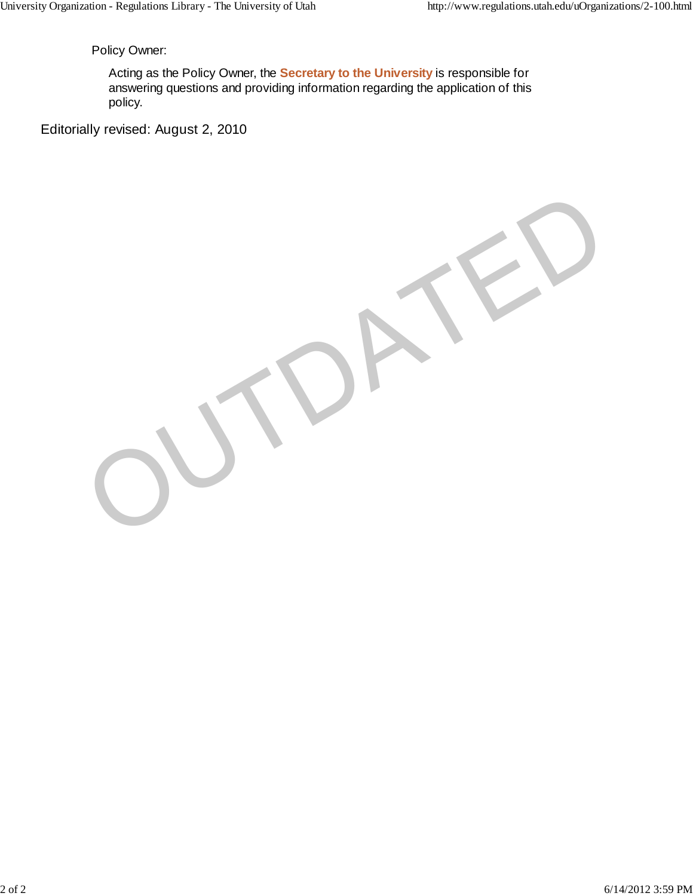Policy Owner:

Acting as the Policy Owner, the **Secretary to the University** is responsible for answering questions and providing information regarding the application of this policy.

Editorially revised: August 2, 2010